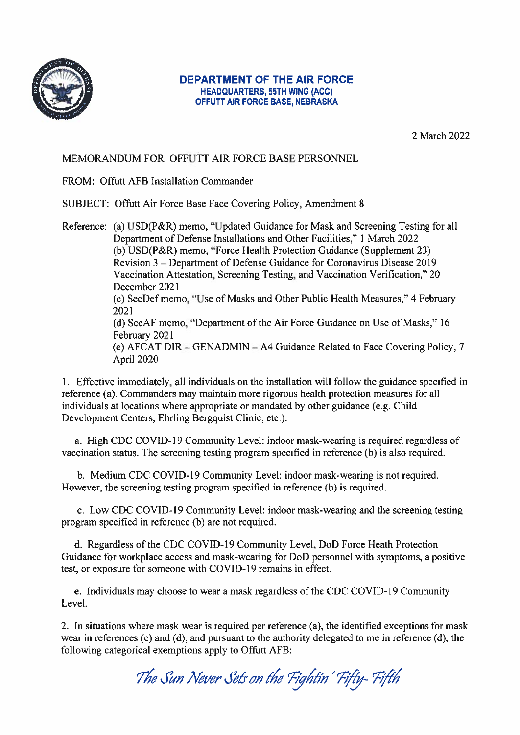**DEPARTMENT OF THE AIR FORCE**
**HEADQUARTERS, 55TH WING (ACC)**
**OFFUTT AIR FORCE BASE, NEBRASKA**

2 March 2022

MEMORANDUM FOR OFFUTT AIR FORCE BASE PERSONNEL

FROM: Offutt AFB Installation Commander

SUBJECT: Offutt Air Force Base Face Covering Policy, Amendment 8

Reference: (a) USD(P&R) memo, "Updated Guidance for Mask and Screening Testing for all Department of Defense Installations and Other Facilities," 1 March 2022
(b) USD(P&R) memo, "Force Health Protection Guidance (Supplement 23) Revision 3 – Department of Defense Guidance for Coronavirus Disease 2019 Vaccination Attestation, Screening Testing, and Vaccination Verification," 20 December 2021
(c) SecDef memo, "Use of Masks and Other Public Health Measures," 4 February 2021
(d) SecAF memo, "Department of the Air Force Guidance on Use of Masks," 16 February 2021
(e) AFCAT DIR – GENADMIN – A4 Guidance Related to Face Covering Policy, 7 April 2020

1. Effective immediately, all individuals on the installation will follow the guidance specified in reference (a). Commanders may maintain more rigorous health protection measures for all individuals at locations where appropriate or mandated by other guidance (e.g. Child Development Centers, Ehrling Bergquist Clinic, etc.).

a. High CDC COVID-19 Community Level: indoor mask-wearing is required regardless of vaccination status. The screening testing program specified in reference (b) is also required.

b. Medium CDC COVID-19 Community Level: indoor mask-wearing is not required. However, the screening testing program specified in reference (b) is required.

c. Low CDC COVID-19 Community Level: indoor mask-wearing and the screening testing program specified in reference (b) are not required.

d. Regardless of the CDC COVID-19 Community Level, DoD Force Heath Protection Guidance for workplace access and mask-wearing for DoD personnel with symptoms, a positive test, or exposure for someone with COVID-19 remains in effect.

e. Individuals may choose to wear a mask regardless of the CDC COVID-19 Community Level.

2. In situations where mask wear is required per reference (a), the identified exceptions for mask wear in references (c) and (d), and pursuant to the authority delegated to me in reference (d), the following categorical exemptions apply to Offutt AFB:

*The Sun Never Sets on the Fightin' Fifty-Fifth*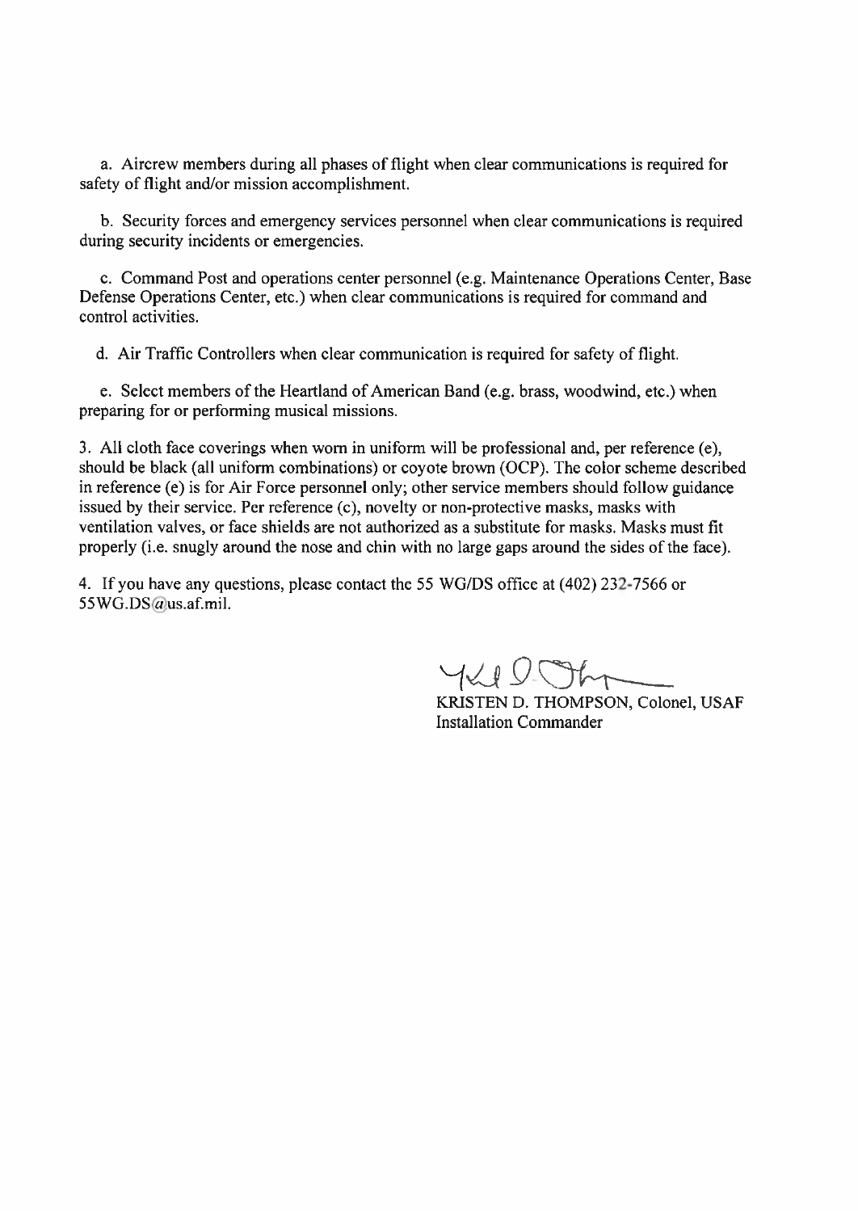a. Aircrew members during all phases of flight when clear communications is required for safety of flight and/or mission accomplishment.

b. Security forces and emergency services personnel when clear communications is required during security incidents or emergencies.

c. Command Post and operations center personnel (e.g. Maintenance Operations Center, Base Defense Operations Center, etc.) when clear communications is required for command and control activities.

d. Air Traffic Controllers when clear communication is required for safety of flight.

e. Select members of the Heartland of American Band (e.g. brass, woodwind, etc.) when preparing for or performing musical missions.

3. All cloth face coverings when worn in uniform will be professional and, per reference (e), should be black (all uniform combinations) or coyote brown (OCP). The color scheme described in reference (e) is for Air Force personnel only; other service members should follow guidance issued by their service. Per reference (c), novelty or non-protective masks, masks with ventilation valves, or face shields are not authorized as a substitute for masks. Masks must fit properly (i.e. snugly around the nose and chin with no large gaps around the sides of the face).

4. If you have any questions, please contact the 55 WG/DS office at (402) 232-7566 or 55WG.DS@us.af.mil.

KRISTEN D. THOMPSON, Colonel, USAF
Installation Commander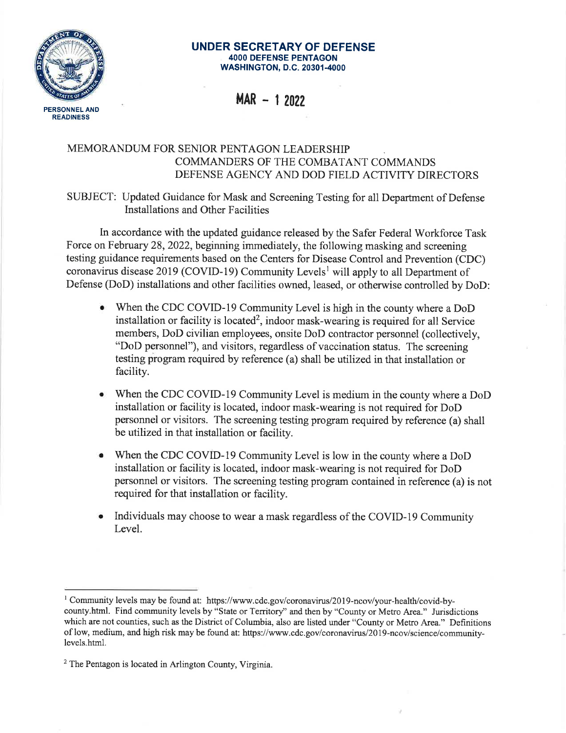PERSONNEL AND READINESS

**UNDER SECRETARY OF DEFENSE**
**4000 DEFENSE PENTAGON**
**WASHINGTON, D.C. 20301-4000**

**MAR - 1 2022**

MEMORANDUM FOR SENIOR PENTAGON LEADERSHIP
COMMANDERS OF THE COMBATANT COMMANDS
DEFENSE AGENCY AND DOD FIELD ACTIVITY DIRECTORS

SUBJECT: Updated Guidance for Mask and Screening Testing for all Department of Defense Installations and Other Facilities

In accordance with the updated guidance released by the Safer Federal Workforce Task Force on February 28, 2022, beginning immediately, the following masking and screening testing guidance requirements based on the Centers for Disease Control and Prevention (CDC) coronavirus disease 2019 (COVID-19) Community Levels[1] will apply to all Department of Defense (DoD) installations and other facilities owned, leased, or otherwise controlled by DoD:

- When the CDC COVID-19 Community Level is high in the county where a DoD installation or facility is located[2], indoor mask-wearing is required for all Service members, DoD civilian employees, onsite DoD contractor personnel (collectively, "DoD personnel"), and visitors, regardless of vaccination status. The screening testing program required by reference (a) shall be utilized in that installation or facility.

- When the CDC COVID-19 Community Level is medium in the county where a DoD installation or facility is located, indoor mask-wearing is not required for DoD personnel or visitors. The screening testing program required by reference (a) shall be utilized in that installation or facility.

- When the CDC COVID-19 Community Level is low in the county where a DoD installation or facility is located, indoor mask-wearing is not required for DoD personnel or visitors. The screening testing program contained in reference (a) is not required for that installation or facility.

- Individuals may choose to wear a mask regardless of the COVID-19 Community Level.

---

[1] Community levels may be found at: https://www.cdc.gov/coronavirus/2019-ncov/your-health/covid-by-county.html. Find community levels by "State or Territory" and then by "County or Metro Area." Jurisdictions which are not counties, such as the District of Columbia, also are listed under "County or Metro Area." Definitions of low, medium, and high risk may be found at: https://www.cdc.gov/coronavirus/2019-ncov/science/community-levels.html.

[2] The Pentagon is located in Arlington County, Virginia.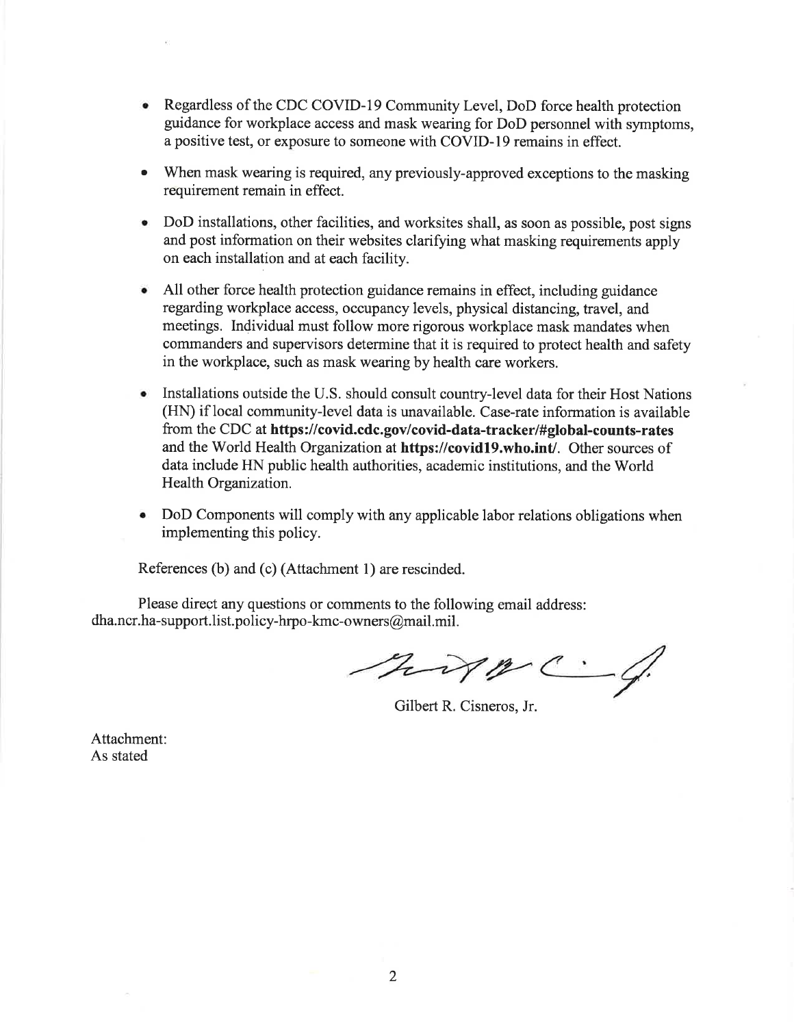- Regardless of the CDC COVID-19 Community Level, DoD force health protection guidance for workplace access and mask wearing for DoD personnel with symptoms, a positive test, or exposure to someone with COVID-19 remains in effect.
- When mask wearing is required, any previously-approved exceptions to the masking requirement remain in effect.
- DoD installations, other facilities, and worksites shall, as soon as possible, post signs and post information on their websites clarifying what masking requirements apply on each installation and at each facility.
- All other force health protection guidance remains in effect, including guidance regarding workplace access, occupancy levels, physical distancing, travel, and meetings. Individual must follow more rigorous workplace mask mandates when commanders and supervisors determine that it is required to protect health and safety in the workplace, such as mask wearing by health care workers.
- Installations outside the U.S. should consult country-level data for their Host Nations (HN) if local community-level data is unavailable. Case-rate information is available from the CDC at **https://covid.cdc.gov/covid-data-tracker/#global-counts-rates** and the World Health Organization at **https://covid19.who.int/**. Other sources of data include HN public health authorities, academic institutions, and the World Health Organization.
- DoD Components will comply with any applicable labor relations obligations when implementing this policy.

References (b) and (c) (Attachment 1) are rescinded.

Please direct any questions or comments to the following email address: dha.ncr.ha-support.list.policy-hrpo-kmc-owners@mail.mil.

Gilbert R. Cisneros, Jr.

Attachment:
As stated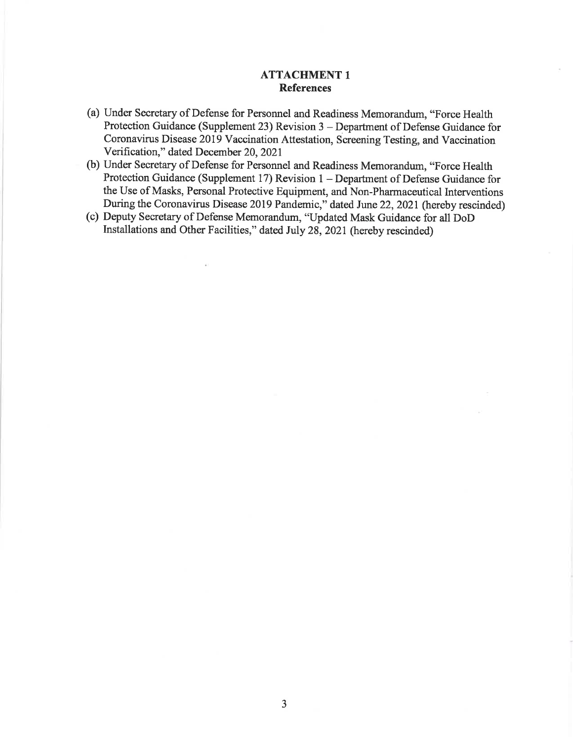# ATTACHMENT 1
## References

(a) Under Secretary of Defense for Personnel and Readiness Memorandum, "Force Health Protection Guidance (Supplement 23) Revision 3 – Department of Defense Guidance for Coronavirus Disease 2019 Vaccination Attestation, Screening Testing, and Vaccination Verification," dated December 20, 2021

(b) Under Secretary of Defense for Personnel and Readiness Memorandum, "Force Health Protection Guidance (Supplement 17) Revision 1 – Department of Defense Guidance for the Use of Masks, Personal Protective Equipment, and Non-Pharmaceutical Interventions During the Coronavirus Disease 2019 Pandemic," dated June 22, 2021 (hereby rescinded)

(c) Deputy Secretary of Defense Memorandum, "Updated Mask Guidance for all DoD Installations and Other Facilities," dated July 28, 2021 (hereby rescinded)